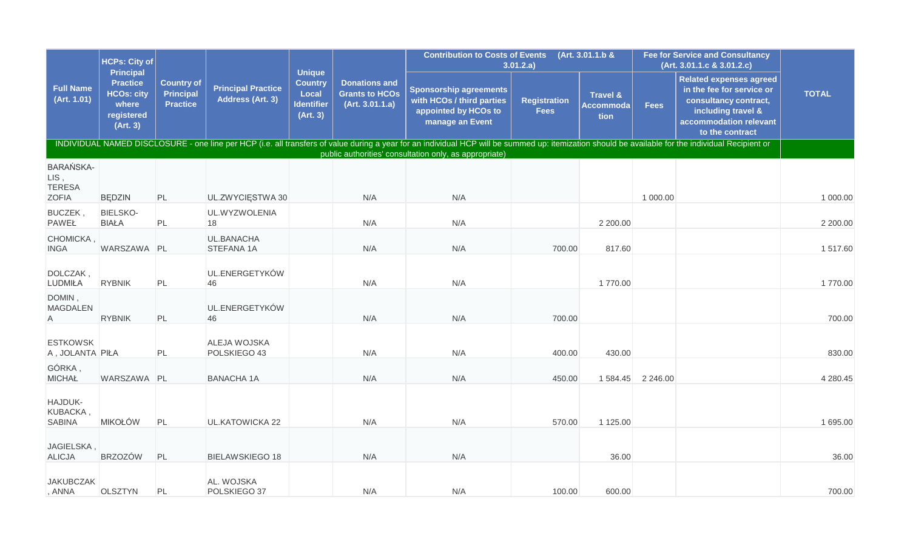| Full Name (Art. 1.01) | HCPs: City of Principal Practice HCOs: city where registered (Art. 3) | Country of Principal Practice | Principal Practice Address (Art. 3) | Unique Country Local Identifier (Art. 3) | Donations and Grants to HCOs (Art. 3.01.1.a) | Contribution to Costs of Events (Art. 3.01.1.b & 3.01.2.a) | | | Fee for Service and Consultancy (Art. 3.01.1.c & 3.01.2.c) | | TOTAL |
|---|---|---|---|---|---|---|---|---|---|---|---|
| | | | | | | Sponsorship agreements with HCOs / third parties appointed by HCOs to manage an Event | Registration Fees | Travel & Accommodation | Fees | Related expenses agreed in the fee for service or consultancy contract, including travel & accommodation relevant to the contract | |
| INDIVIDUAL NAMED DISCLOSURE - one line per HCP (i.e. all transfers of value during a year for an individual HCP will be summed up: itemization should be available for the individual Recipient or public authorities' consultation only, as appropriate) | | | | | | | | | | | |
| BARAŃSKA-LIS , TERESA ZOFIA | BĘDZIN | PL | UL.ZWYCIĘSTWA 30 | | N/A | N/A | | | 1 000.00 | | 1 000.00 |
| BUCZEK , PAWEŁ | BIELSKO-BIAŁA | PL | UL.WYZWOLENIA 18 | | N/A | N/A | | 2 200.00 | | | 2 200.00 |
| CHOMICKA , INGA | WARSZAWA | PL | UL.BANACHA STEFANA 1A | | N/A | N/A | 700.00 | 817.60 | | | 1 517.60 |
| DOLCZAK , LUDMIŁA | RYBNIK | PL | UL.ENERGETYKÓW 46 | | N/A | N/A | | 1 770.00 | | | 1 770.00 |
| DOMIN , MAGDALENA | RYBNIK | PL | UL.ENERGETYKÓW 46 | | N/A | N/A | 700.00 | | | | 700.00 |
| ESTKOWSKA , JOLANTA | PIŁA | PL | ALEJA WOJSKA POLSKIEGO 43 | | N/A | N/A | 400.00 | 430.00 | | | 830.00 |
| GÓRKA , MICHAŁ | WARSZAWA | PL | BANACHA 1A | | N/A | N/A | 450.00 | 1 584.45 | 2 246.00 | | 4 280.45 |
| HAJDUK-KUBACKA , SABINA | MIKOŁÓW | PL | UL.KATOWICKA 22 | | N/A | N/A | 570.00 | 1 125.00 | | | 1 695.00 |
| JAGIELSKA , ALICJA | BRZOZÓW | PL | BIELAWSKIEGO 18 | | N/A | N/A | | 36.00 | | | 36.00 |
| JAKUBCZAK , ANNA | OLSZTYN | PL | AL. WOJSKA POLSKIEGO 37 | | N/A | N/A | 100.00 | 600.00 | | | 700.00 |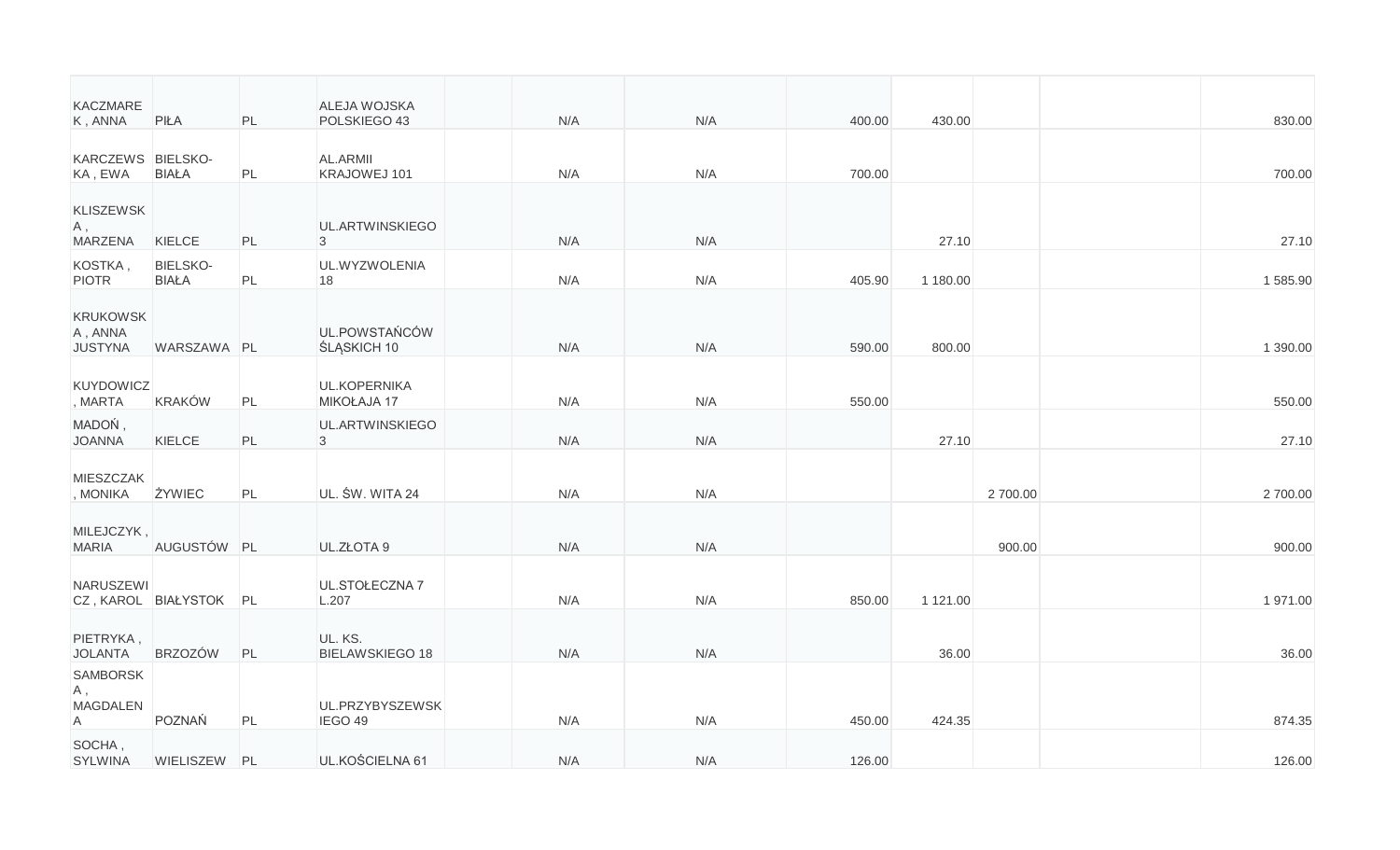| | | | | | | | | | | | |
|---|---|---|---|---|---|---|---|---|---|---|---|
| KACZMAREK , ANNA | PIŁA | PL | ALEJA WOJSKA POLSKIEGO 43 | | N/A | N/A | 400.00 | 430.00 | | | 830.00 |
| KARCZEWSKA , EWA | BIELSKO-BIAŁA | PL | AL.ARMII KRAJOWEJ 101 | | N/A | N/A | 700.00 | | | | 700.00 |
| KLISZEWSKA , MARZENA | KIELCE | PL | UL.ARTWINSKIEGO 3 | | N/A | N/A | | 27.10 | | | 27.10 |
| KOSTKA , PIOTR | BIELSKO-BIAŁA | PL | UL.WYZWOLENIA 18 | | N/A | N/A | 405.90 | 1 180.00 | | | 1 585.90 |
| KRUKOWSKA , ANNA JUSTYNA | WARSZAWA | PL | UL.POWSTAŃCÓW ŚLĄSKICH 10 | | N/A | N/A | 590.00 | 800.00 | | | 1 390.00 |
| KUYDOWICZ , MARTA | KRAKÓW | PL | UL.KOPERNIKA MIKOŁAJA 17 | | N/A | N/A | 550.00 | | | | 550.00 |
| MADOŃ , JOANNA | KIELCE | PL | UL.ARTWINSKIEGO 3 | | N/A | N/A | | 27.10 | | | 27.10 |
| MIESZCZAK , MONIKA | ŻYWIEC | PL | UL. ŚW. WITA 24 | | N/A | N/A | | | 2 700.00 | | 2 700.00 |
| MILEJCZYK , MARIA | AUGUSTÓW | PL | UL.ZŁOTA 9 | | N/A | N/A | | | 900.00 | | 900.00 |
| NARUSZEWICZ , KAROL | BIAŁYSTOK | PL | UL.STOŁECZNA 7 L.207 | | N/A | N/A | 850.00 | 1 121.00 | | | 1 971.00 |
| PIETRYKA , JOLANTA | BRZOZÓW | PL | UL. KS. BIELAWSKIEGO 18 | | N/A | N/A | | 36.00 | | | 36.00 |
| SAMBORSKA , MAGDALENA | POZNAŃ | PL | UL.PRZYBYSZEWSKIEGO 49 | | N/A | N/A | 450.00 | 424.35 | | | 874.35 |
| SOCHA , SYLWINA | WIELISZEW | PL | UL.KOŚCIELNA 61 | | N/A | N/A | 126.00 | | | | 126.00 |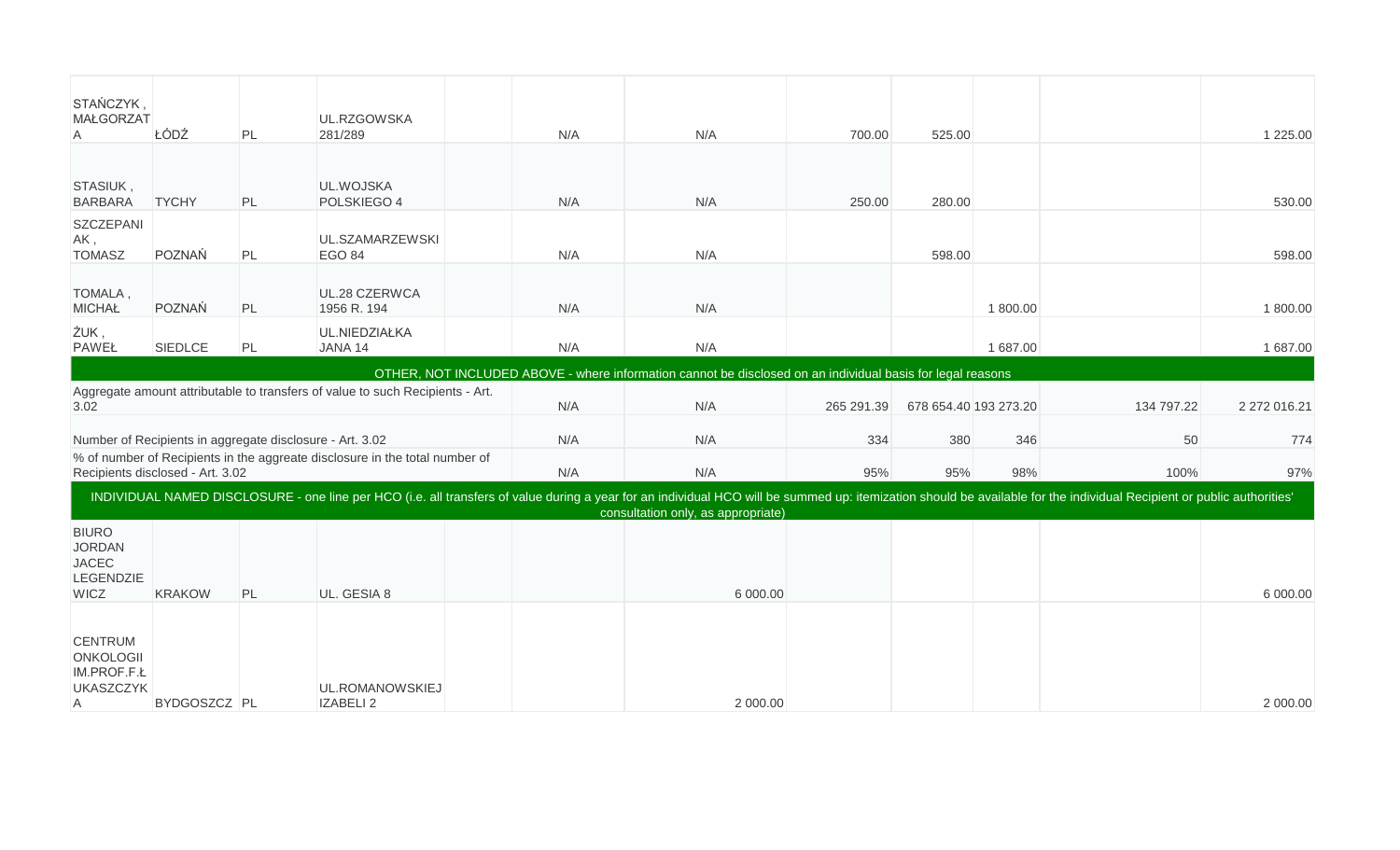| | | | | | | | | | | | |
|---|---|---|---|---|---|---|---|---|---|---|---|
| STAŃCZYK , MAŁGORZATA | ŁÓDŹ | PL | UL.RZGOWSKA 281/289 | | N/A | N/A | 700.00 | 525.00 | | | 1 225.00 |
| STASIUK , BARBARA | TYCHY | PL | UL.WOJSKA POLSKIEGO 4 | | N/A | N/A | 250.00 | 280.00 | | | 530.00 |
| SZCZEPANIAK , TOMASZ | POZNAŃ | PL | UL.SZAMARZEWSKIEGO 84 | | N/A | N/A | | 598.00 | | | 598.00 |
| TOMALA , MICHAŁ | POZNAŃ | PL | UL.28 CZERWCA 1956 R. 194 | | N/A | N/A | | | 1 800.00 | | 1 800.00 |
| ŻUK , PAWEŁ | SIEDLCE | PL | UL.NIEDZIAŁKA JANA 14 | | N/A | N/A | | | 1 687.00 | | 1 687.00 |
| OTHER, NOT INCLUDED ABOVE - where information cannot be disclosed on an individual basis for legal reasons | | | | | | | | | | | |
| Aggregate amount attributable to transfers of value to such Recipients - Art. 3.02 | | | | | N/A | N/A | 265 291.39 | 678 654.40 | 193 273.20 | 134 797.22 | 2 272 016.21 |
| Number of Recipients in aggregate disclosure - Art. 3.02 | | | | | N/A | N/A | 334 | 380 | 346 | 50 | 774 |
| % of number of Recipients in the aggreate disclosure in the total number of Recipients disclosed - Art. 3.02 | | | | | N/A | N/A | 95% | 95% | 98% | 100% | 97% |
| INDIVIDUAL NAMED DISCLOSURE - one line per HCO (i.e. all transfers of value during a year for an individual HCO will be summed up: itemization should be available for the individual Recipient or public authorities' consultation only, as appropriate) | | | | | | | | | | | |
| BIURO JORDAN JACEC LEGENDZIEWICZ | KRAKOW | PL | UL. GESIA 8 | | | 6 000.00 | | | | | 6 000.00 |
| CENTRUM ONKOLOGII IM.PROF.F.ŁUKASZCZYKA | BYDGOSZCZ | PL | UL.ROMANOWSKIEJ IZABELI 2 | | | 2 000.00 | | | | | 2 000.00 |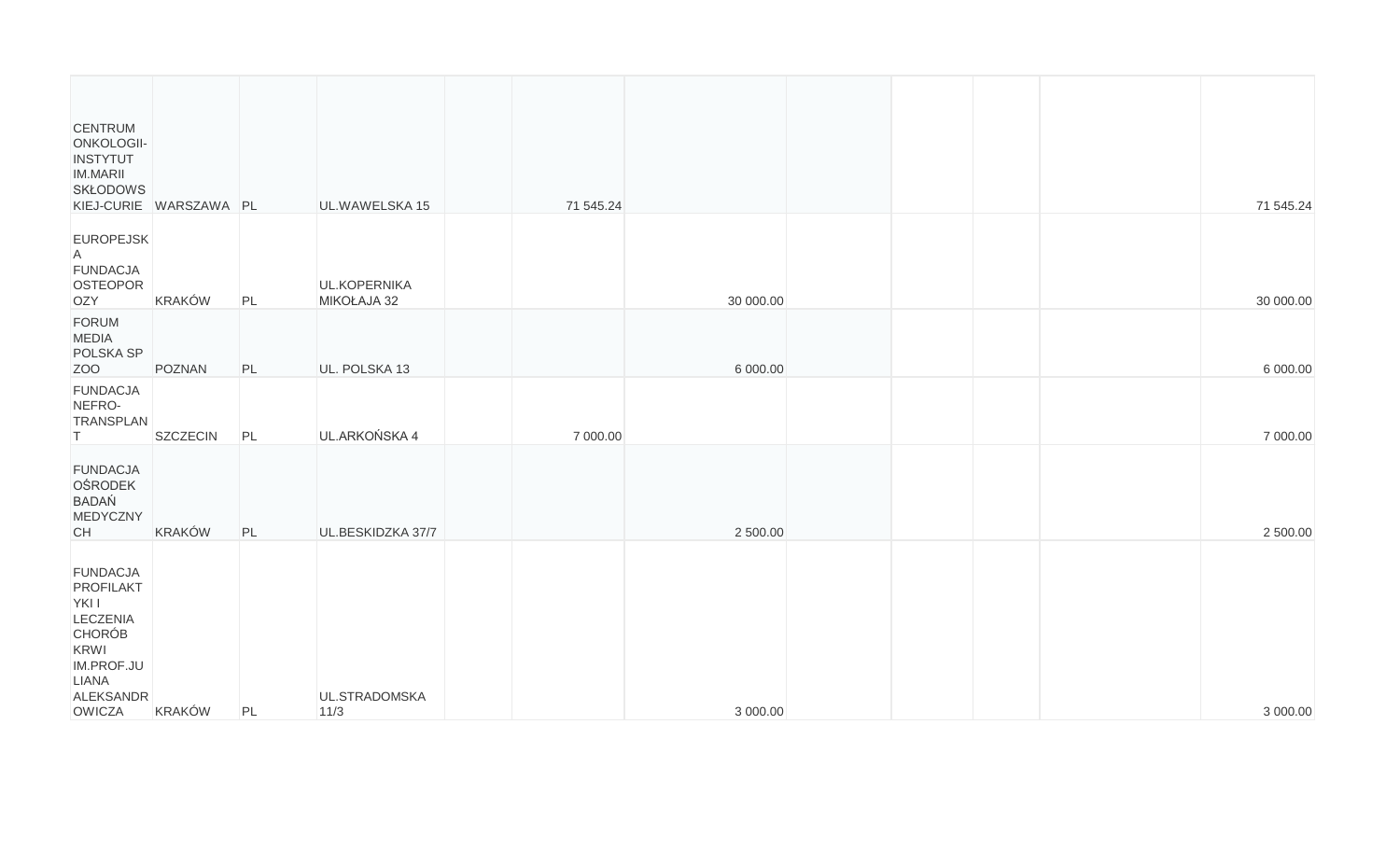| | | | | | | | | | | | |
|---|---|---|---|---|---|---|---|---|---|---|---|
| CENTRUM ONKOLOGII-INSTYTUT IM.MARII SKŁODOWSKIEJ-CURIE | WARSZAWA | PL | UL.WAWELSKA 15 | | 71 545.24 | | | | | | 71 545.24 |
| EUROPEJSKA FUNDACJA OSTEOPOROZY | KRAKÓW | PL | UL.KOPERNIKA MIKOŁAJA 32 | | | 30 000.00 | | | | | 30 000.00 |
| FORUM MEDIA POLSKA SP ZOO | POZNAN | PL | UL. POLSKA 13 | | | 6 000.00 | | | | | 6 000.00 |
| FUNDACJA NEFRO-TRANSPLANT | SZCZECIN | PL | UL.ARKOŃSKA 4 | | 7 000.00 | | | | | | 7 000.00 |
| FUNDACJA OŚRODEK BADAŃ MEDYCZNYCH | KRAKÓW | PL | UL.BESKIDZKA 37/7 | | | 2 500.00 | | | | | 2 500.00 |
| FUNDACJA PROFILAKTYKI I LECZENIA CHORÓB KRWI IM.PROF.JULIANA ALEKSANDROWICZA | KRAKÓW | PL | UL.STRADOMSKA 11/3 | | | 3 000.00 | | | | | 3 000.00 |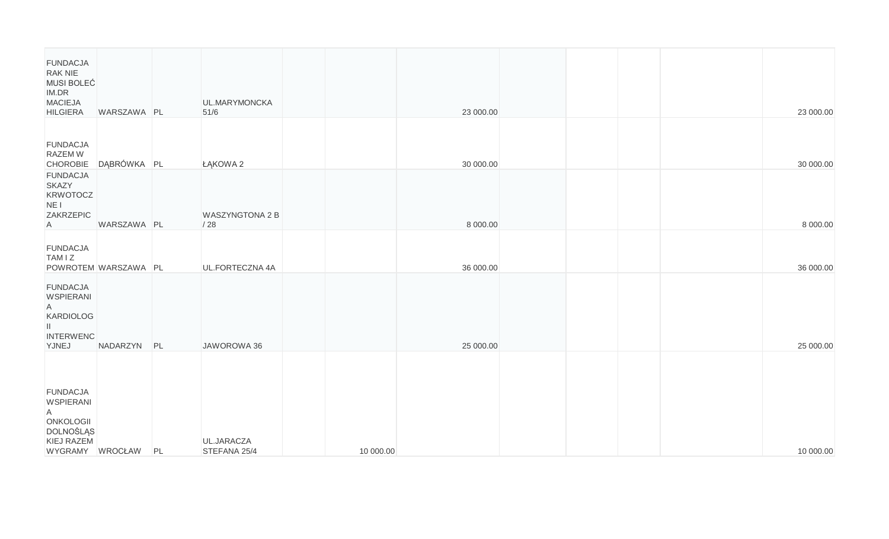| | | | | | | | | | | | |
|---|---|---|---|---|---|---|---|---|---|---|---|
| FUNDACJA RAK NIE MUSI BOLEĆ IM.DR MACIEJA HILGIERA | WARSZAWA | PL | UL.MARYMONCKA 51/6 | | | 23 000.00 | | | | | 23 000.00 |
| FUNDACJA RAZEM W CHOROBIE | DĄBRÓWKA | PL | ŁĄKOWA 2 | | | 30 000.00 | | | | | 30 000.00 |
| FUNDACJA SKAZY KRWOTOCZNE I ZAKRZEPICA | WARSZAWA | PL | WASZYNGTONA 2 B / 28 | | | 8 000.00 | | | | | 8 000.00 |
| FUNDACJA TAM I Z POWROTEM | WARSZAWA | PL | UL.FORTECZNA 4A | | | 36 000.00 | | | | | 36 000.00 |
| FUNDACJA WSPIERANIA KARDIOLOGII INTERWENCYJNEJ | NADARZYN | PL | JAWOROWA 36 | | | 25 000.00 | | | | | 25 000.00 |
| FUNDACJA WSPIERANIA ONKOLOGII DOLNOŚLĄSKIEJ RAZEM WYGRAMY | WROCŁAW | PL | UL.JARACZA STEFANA 25/4 | | 10 000.00 | | | | | | 10 000.00 |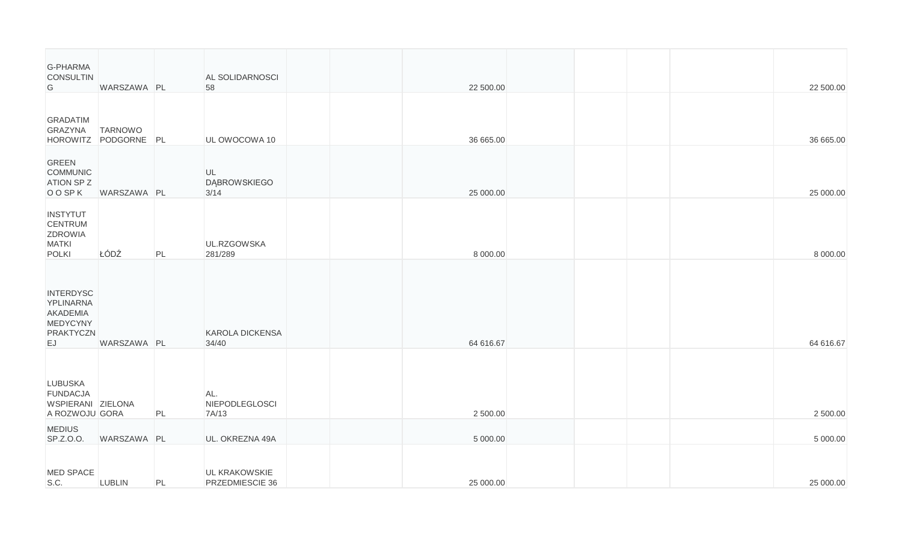| | | | | | | | | | | | |
|---|---|---|---|---|---|---|---|---|---|---|---|
| G-PHARMA CONSULTIN G | WARSZAWA | PL | AL SOLIDARNOSCI 58 | | | 22 500.00 | | | | | 22 500.00 |
| GRADATIM GRAZYNA HOROWITZ | TARNOWO PODGORNE | PL | UL OWOCOWA 10 | | | 36 665.00 | | | | | 36 665.00 |
| GREEN COMMUNIC ATION SP Z O O SP K | WARSZAWA | PL | UL DĄBROWSKIEGO 3/14 | | | 25 000.00 | | | | | 25 000.00 |
| INSTYTUT CENTRUM ZDROWIA MATKI POLKI | ŁÓDŹ | PL | UL.RZGOWSKA 281/289 | | | 8 000.00 | | | | | 8 000.00 |
| INTERDYSC YPLINARNA AKADEMIA MEDYCYNY PRAKTYCZN EJ | WARSZAWA | PL | KAROLA DICKENSA 34/40 | | | 64 616.67 | | | | | 64 616.67 |
| LUBUSKA FUNDACJA WSPIERANI A ROZWOJU | ZIELONA GORA | PL | AL. NIEPODLEGLOSCI 7A/13 | | | 2 500.00 | | | | | 2 500.00 |
| MEDIUS SP.Z.O.O. | WARSZAWA | PL | UL. OKREZNA 49A | | | 5 000.00 | | | | | 5 000.00 |
| MED SPACE S.C. | LUBLIN | PL | UL KRAKOWSKIE PRZEDMIESCIE 36 | | | 25 000.00 | | | | | 25 000.00 |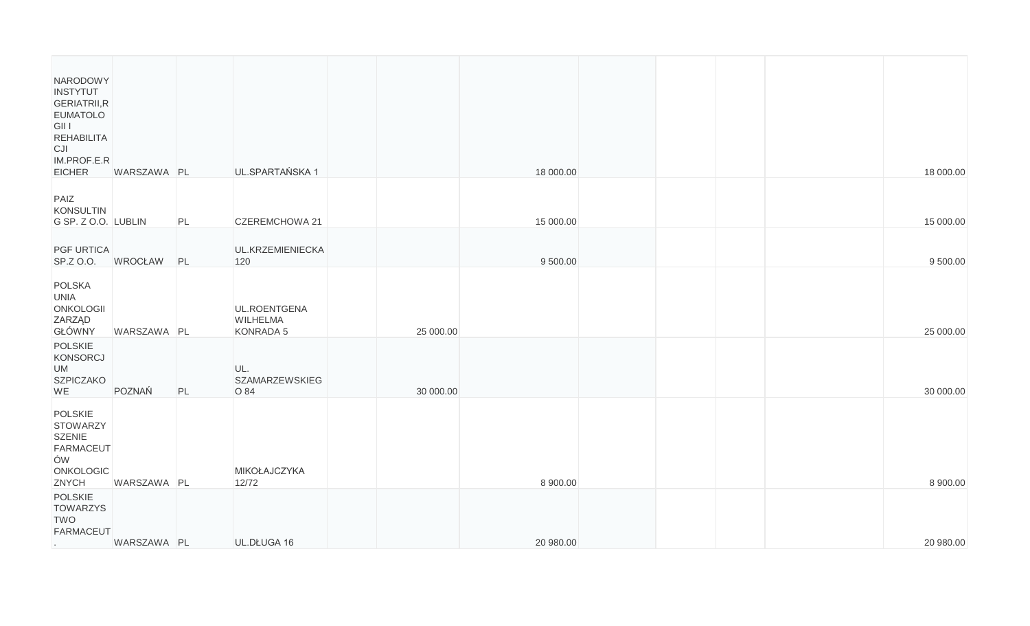| | | | | | | | | | | | |
|---|---|---|---|---|---|---|---|---|---|---|---|
| NARODOWY INSTYTUT GERIATRII,REUMATOLOGII I REHABILITACJI IM.PROF.E.REICHER | WARSZAWA | PL | UL.SPARTAŃSKA 1 | | | 18 000.00 | | | | | 18 000.00 |
| PAIZ KONSULTING SP. Z O.O. | LUBLIN | PL | CZEREMCHOWA 21 | | | 15 000.00 | | | | | 15 000.00 |
| PGF URTICA SP.Z O.O. | WROCŁAW | PL | UL.KRZEMIENIECKA 120 | | | 9 500.00 | | | | | 9 500.00 |
| POLSKA UNIA ONKOLOGII ZARZĄD GŁÓWNY | WARSZAWA | PL | UL.ROENTGENA WILHELMA KONRADA 5 | | 25 000.00 | | | | | | 25 000.00 |
| POLSKIE KONSORCJUM SZPICZAKOWE | POZNAŃ | PL | UL. SZAMARZEWSKIEGO 84 | | 30 000.00 | | | | | | 30 000.00 |
| POLSKIE STOWARZYSZENIE FARMACEUTÓW ONKOLOGICZNYCH | WARSZAWA | PL | MIKOŁAJCZYKA 12/72 | | | 8 900.00 | | | | | 8 900.00 |
| POLSKIE TOWARZYSTWO FARMACEUT. | WARSZAWA | PL | UL.DŁUGA 16 | | | 20 980.00 | | | | | 20 980.00 |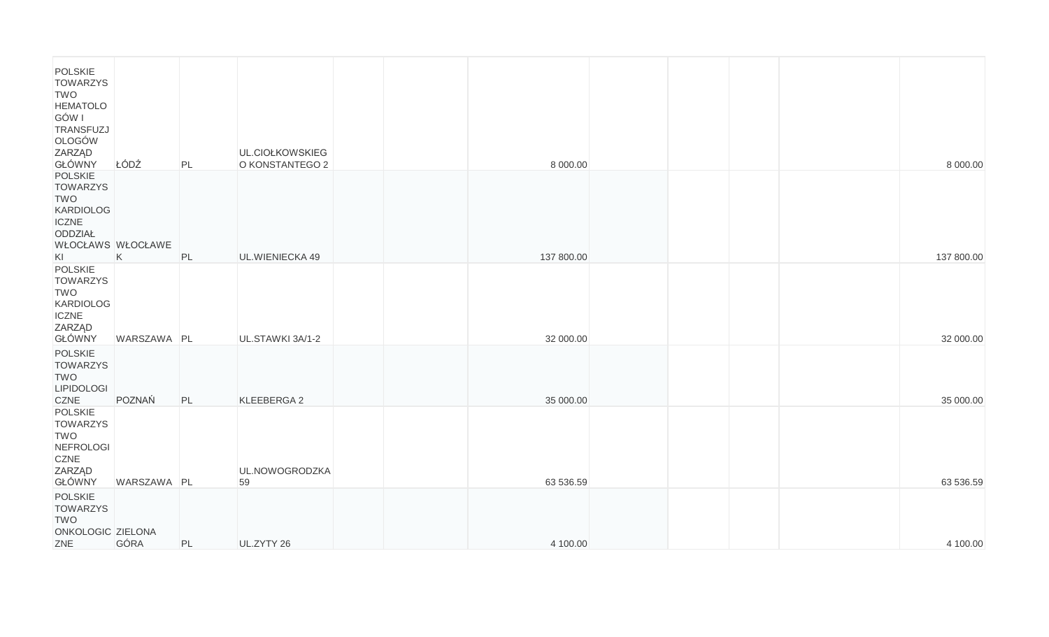| | | | | | | | | | | | |
|---|---|---|---|---|---|---|---|---|---|---|---|
| POLSKIE TOWARZYSTWO HEMATOLOGÓW I TRANSFUZJOLOGÓW ZARZĄD GŁÓWNY | ŁÓDŹ | PL | UL.CIOŁKOWSKIEGO KONSTANTEGO 2 | | | 8 000.00 | | | | | 8 000.00 |
| POLSKIE TOWARZYSTWO KARDIOLOGICZNE ODDZIAŁ WŁOCŁAWSKI | WŁOCŁAWEK | PL | UL.WIENIECKA 49 | | | 137 800.00 | | | | | 137 800.00 |
| POLSKIE TOWARZYSTWO KARDIOLOGICZNE ZARZĄD GŁÓWNY | WARSZAWA | PL | UL.STAWKI 3A/1-2 | | | 32 000.00 | | | | | 32 000.00 |
| POLSKIE TOWARZYSTWO LIPIDOLOGICZNE | POZNAŃ | PL | KLEEBERGA 2 | | | 35 000.00 | | | | | 35 000.00 |
| POLSKIE TOWARZYSTWO NEFROLOGICZNE ZARZĄD GŁÓWNY | WARSZAWA | PL | UL.NOWOGRODZKA 59 | | | 63 536.59 | | | | | 63 536.59 |
| POLSKIE TOWARZYSTWO ONKOLOGICZNE | ZIELONA GÓRA | PL | UL.ZYTY 26 | | | 4 100.00 | | | | | 4 100.00 |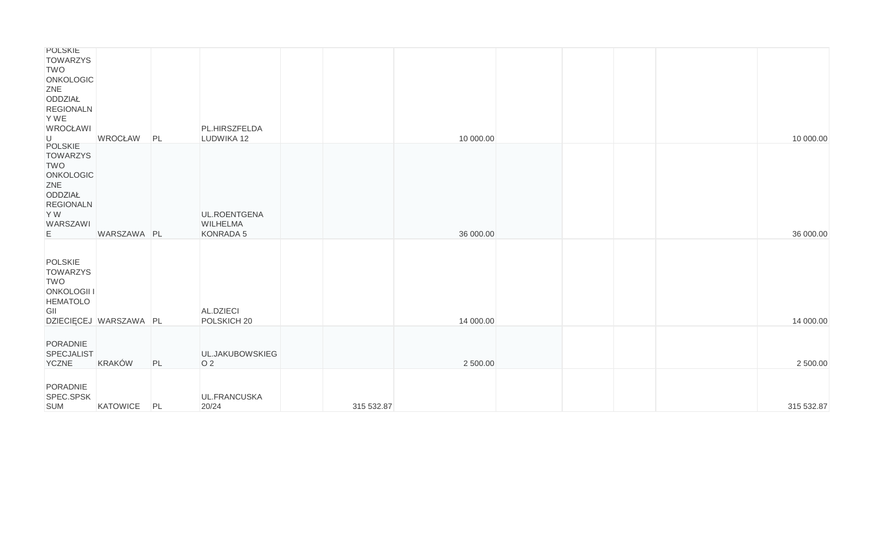| | | | | | | | | | | | |
|---|---|---|---|---|---|---|---|---|---|---|---|
| POLSKIE TOWARZYSTWO ONKOLOGICZNE ODDZIAŁ REGIONALNY WE WROCŁAWIU | WROCŁAW | PL | PL.HIRSZFELDA LUDWIKA 12 | | | 10 000.00 | | | | | 10 000.00 |
| POLSKIE TOWARZYSTWO ONKOLOGICZNE ODDZIAŁ REGIONALNY W WARSZAWIE | WARSZAWA | PL | UL.ROENTGENA WILHELMA KONRADA 5 | | | 36 000.00 | | | | | 36 000.00 |
| POLSKIE TOWARZYSTWO ONKOLOGII I HEMATOLOGII DZIECIĘCEJ | WARSZAWA | PL | AL.DZIECI POLSKICH 20 | | | 14 000.00 | | | | | 14 000.00 |
| PORADNIE SPECJALISTYCZNE | KRAKÓW | PL | UL.JAKUBOWSKIEGO 2 | | | 2 500.00 | | | | | 2 500.00 |
| PORADNIE SPEC.SPSK SUM | KATOWICE | PL | UL.FRANCUSKA 20/24 | | 315 532.87 | | | | | | 315 532.87 |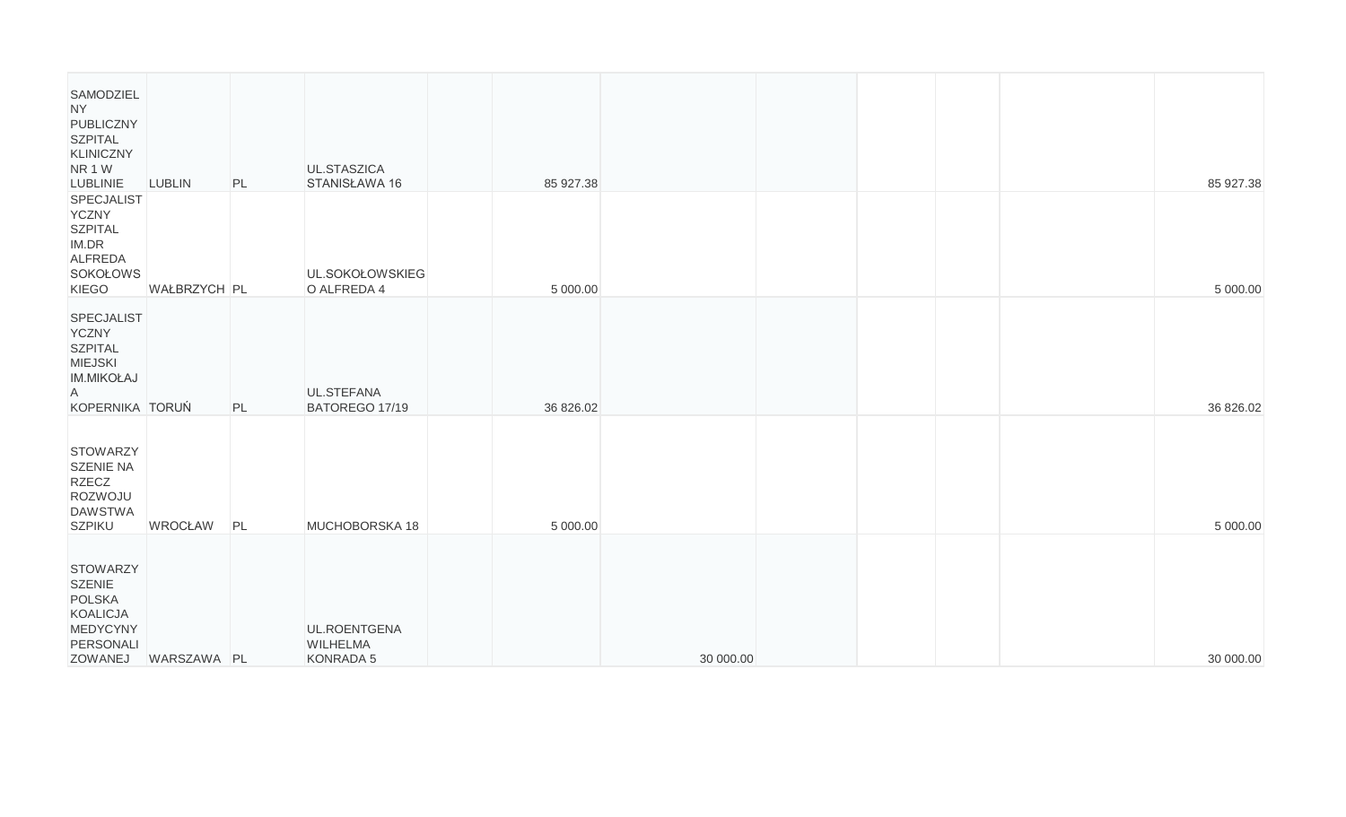| | | | | | | | | | | | |
|---|---|---|---|---|---|---|---|---|---|---|---|
| SAMODZIELNY PUBLICZNY SZPITAL KLINICZNY NR 1 W LUBLINIE | LUBLIN | PL | UL.STASZICA STANISŁAWA 16 | | 85 927.38 | | | | | | 85 927.38 |
| SPECJALISTYCZNY SZPITAL IM.DR ALFREDA SOKOŁOWSKIEGO | WAŁBRZYCH | PL | UL.SOKOŁOWSKIEGO ALFREDA 4 | | 5 000.00 | | | | | | 5 000.00 |
| SPECJALISTYCZNY SZPITAL MIEJSKI IM.MIKOŁAJA KOPERNIKA | TORUŃ | PL | UL.STEFANA BATOREGO 17/19 | | 36 826.02 | | | | | | 36 826.02 |
| STOWARZYSZENIE NA RZECZ ROZWOJU DAWSTWA SZPIKU | WROCŁAW | PL | MUCHOBORSKA 18 | | 5 000.00 | | | | | | 5 000.00 |
| STOWARZYSZENIE POLSKA KOALICJA MEDYCYNY PERSONALIZOWANEJ | WARSZAWA | PL | UL.ROENTGENA WILHELMA KONRADA 5 | | | 30 000.00 | | | | | 30 000.00 |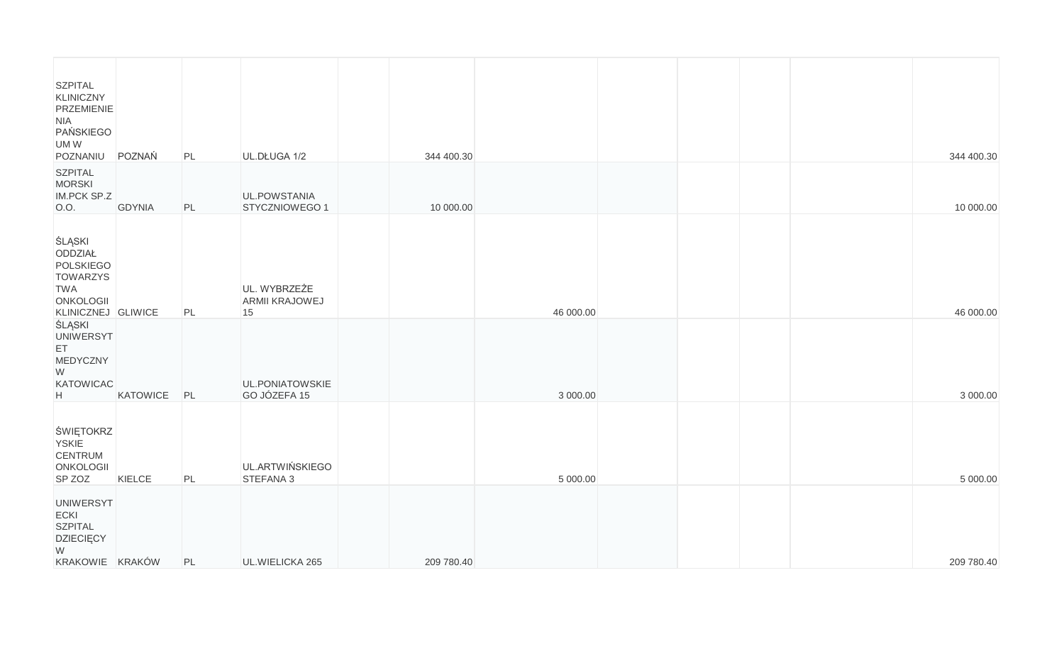| | | | | | | | | | | | |
|---|---|---|---|---|---|---|---|---|---|---|---|
| SZPITAL KLINICZNY PRZEMIENIENIA PAŃSKIEGO UM W POZNANIU | POZNAŃ | PL | UL.DŁUGA 1/2 | | 344 400.30 | | | | | | 344 400.30 |
| SZPITAL MORSKI IM.PCK SP.Z O.O. | GDYNIA | PL | UL.POWSTANIA STYCZNIOWEGO 1 | | 10 000.00 | | | | | | 10 000.00 |
| ŚLĄSKI ODDZIAŁ POLSKIEGO TOWARZYSTWA ONKOLOGII KLINICZNEJ | GLIWICE | PL | UL. WYBRZEŻE ARMII KRAJOWEJ 15 | | | 46 000.00 | | | | | 46 000.00 |
| ŚLĄSKI UNIWERSYTET MEDYCZNY W KATOWICACH | KATOWICE | PL | UL.PONIATOWSKIEGO JÓZEFA 15 | | | 3 000.00 | | | | | 3 000.00 |
| ŚWIĘTOKRZYSKIE CENTRUM ONKOLOGII SP ZOZ | KIELCE | PL | UL.ARTWIŃSKIEGO STEFANA 3 | | | 5 000.00 | | | | | 5 000.00 |
| UNIWERSYTECKI SZPITAL DZIECIĘCY W KRAKOWIE | KRAKÓW | PL | UL.WIELICKA 265 | | 209 780.40 | | | | | | 209 780.40 |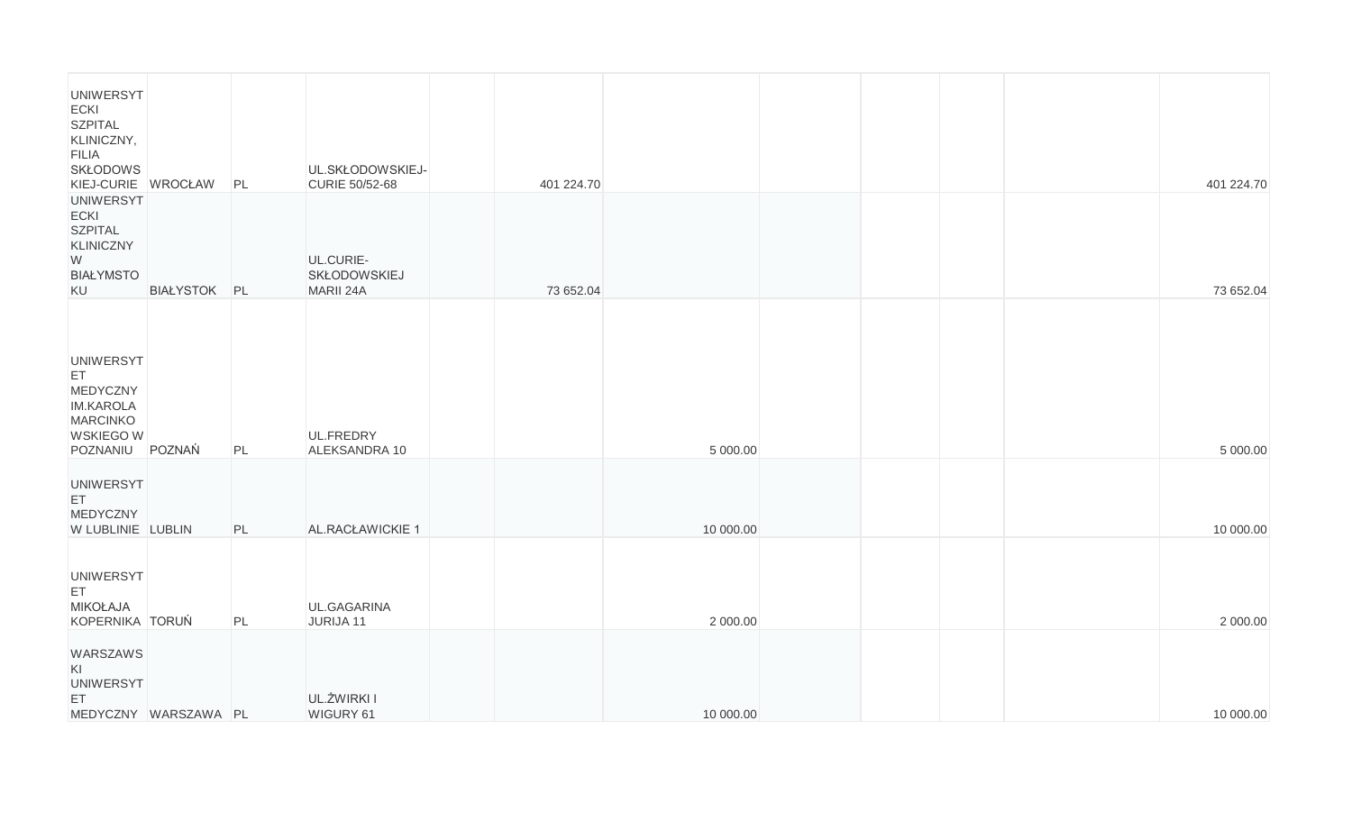| | | | | | | | | | | | |
|---|---|---|---|---|---|---|---|---|---|---|---|
| UNIWERSYTECKI SZPITAL KLINICZNY, FILIA SKŁODOWSKIEJ-CURIE | WROCŁAW | PL | UL.SKŁODOWSKIEJ-CURIE 50/52-68 | | 401 224.70 | | | | | | 401 224.70 |
| UNIWERSYTECKI SZPITAL KLINICZNY W BIAŁYMSTOKU | BIAŁYSTOK | PL | UL.CURIE-SKŁODOWSKIEJ MARII 24A | | 73 652.04 | | | | | | 73 652.04 |
| UNIWERSYTET MEDYCZNY IM.KAROLA MARCINKOWSKIEGO W POZNANIU | POZNAŃ | PL | UL.FREDRY ALEKSANDRA 10 | | | 5 000.00 | | | | | 5 000.00 |
| UNIWERSYTET MEDYCZNY W LUBLINIE | LUBLIN | PL | AL.RACŁAWICKIE 1 | | | 10 000.00 | | | | | 10 000.00 |
| UNIWERSYTET MIKOŁAJA KOPERNIKA | TORUŃ | PL | UL.GAGARINA JURIJA 11 | | | 2 000.00 | | | | | 2 000.00 |
| WARSZAWSKI UNIWERSYTET MEDYCZNY | WARSZAWA | PL | UL.ŻWIRKI I WIGURY 61 | | | 10 000.00 | | | | | 10 000.00 |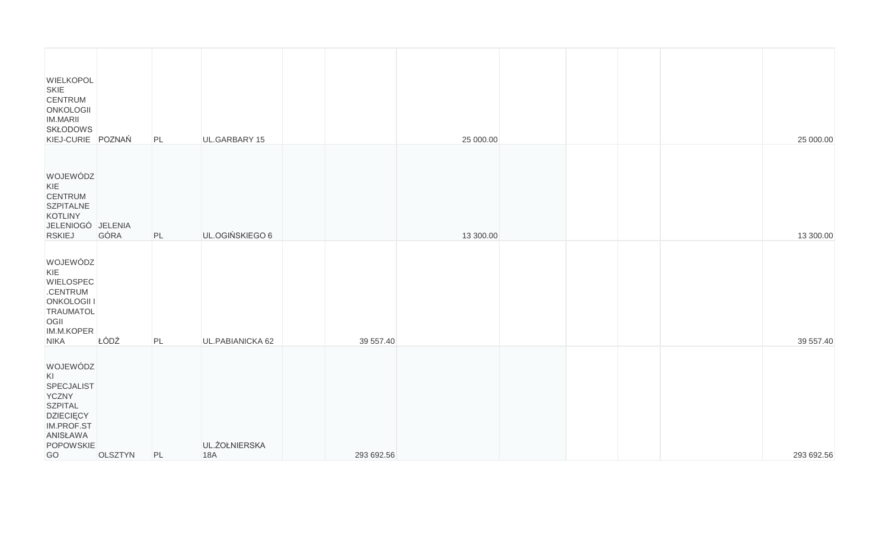| | | | | | | | | | | | |
|---|---|---|---|---|---|---|---|---|---|---|---|
| WIELKOPOLSKIE CENTRUM ONKOLOGII IM.MARII SKŁODOWSKIEJ-CURIE | POZNAŃ | PL | UL.GARBARY 15 | | | 25 000.00 | | | | | 25 000.00 |
| WOJEWÓDZKIE CENTRUM SZPITALNE KOTLINY JELENIOGÓRSKIEJ | JELENIA GÓRA | PL | UL.OGIŃSKIEGO 6 | | | 13 300.00 | | | | | 13 300.00 |
| WOJEWÓDZKIE WIELOSPEC.CENTRUM ONKOLOGII I TRAUMATOLOGII IM.M.KOPERNIKA | ŁÓDŹ | PL | UL.PABIANICKA 62 | | 39 557.40 | | | | | | 39 557.40 |
| WOJEWÓDZKI SPECJALISTYCZNY SZPITAL DZIECIĘCY IM.PROF.STANISŁAWA POPOWSKIEGO | OLSZTYN | PL | UL.ŻOŁNIERSKA 18A | | 293 692.56 | | | | | | 293 692.56 |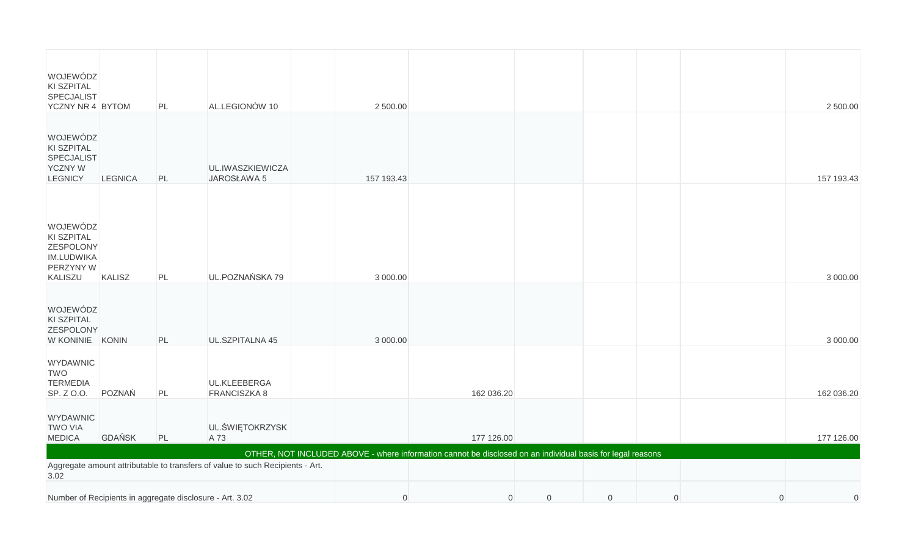| | | | | | | | | | | | |
|---|---|---|---|---|---|---|---|---|---|---|---|
| WOJEWÓDZKI SZPITAL SPECJALISTYCZNY NR 4 | BYTOM | PL | AL.LEGIONÓW 10 | | 2 500.00 | | | | | | 2 500.00 |
| WOJEWÓDZKI SZPITAL SPECJALISTYCZNY W LEGNICY | LEGNICA | PL | UL.IWASZKIEWICZA JAROSŁAWA 5 | | 157 193.43 | | | | | | 157 193.43 |
| WOJEWÓDZKI SZPITAL ZESPOLONY IM.LUDWIKA PERZYNY W KALISZU | KALISZ | PL | UL.POZNAŃSKA 79 | | 3 000.00 | | | | | | 3 000.00 |
| WOJEWÓDZKI SZPITAL ZESPOLONY W KONINIE | KONIN | PL | UL.SZPITALNA 45 | | 3 000.00 | | | | | | 3 000.00 |
| WYDAWNICTWO TERMEDIA SP. Z O.O. | POZNAŃ | PL | UL.KLEEBERGA FRANCISZKA 8 | | | 162 036.20 | | | | | 162 036.20 |
| WYDAWNICTWO VIA MEDICA | GDAŃSK | PL | UL.ŚWIĘTOKRZYSKA 73 | | | 177 126.00 | | | | | 177 126.00 |
| OTHER, NOT INCLUDED ABOVE - where information cannot be disclosed on an individual basis for legal reasons | | | | | | | | | | | |
| Aggregate amount attributable to transfers of value to such Recipients - Art. 3.02 | | | | | | | | | | | |
| Number of Recipients in aggregate disclosure - Art. 3.02 | | | | | 0 | 0 | 0 | 0 | 0 | 0 | 0 |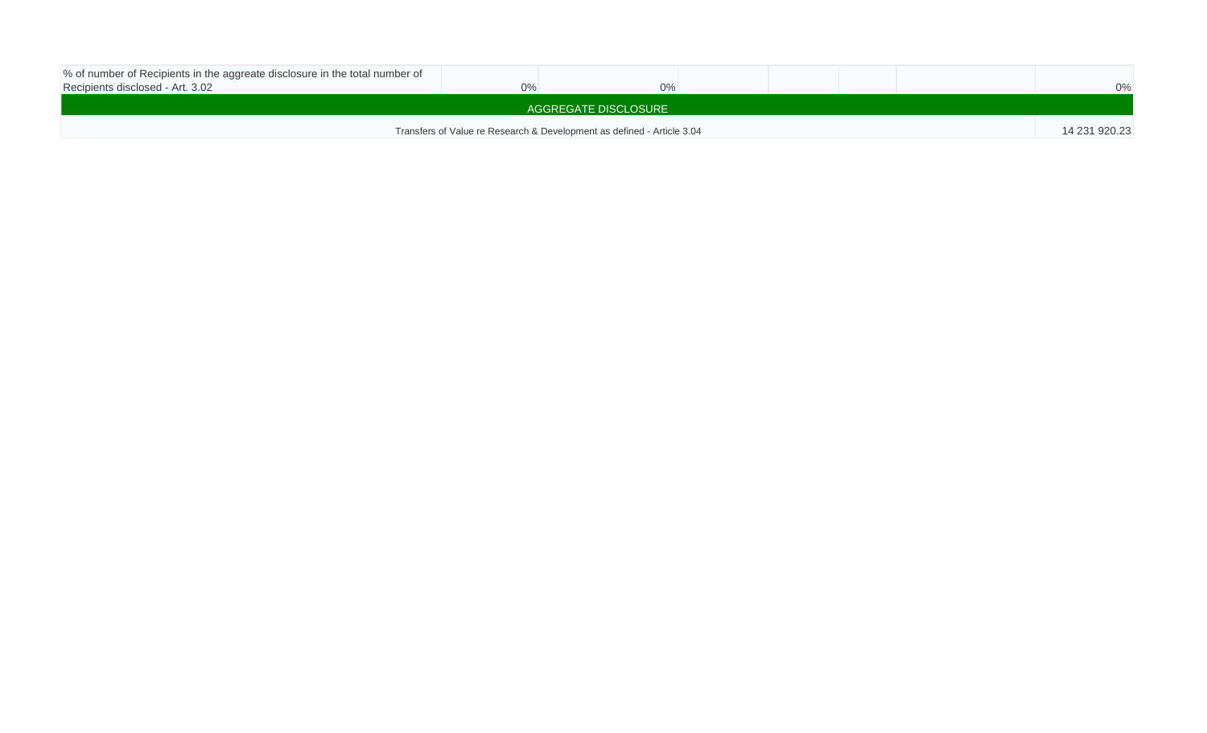| | | | | | | | |
|---|---|---|---|---|---|---|---|
| % of number of Recipients in the aggreate disclosure in the total number of Recipients disclosed - Art. 3.02 | 0% | 0% | | | | | 0% |
| AGGREGATE DISCLOSURE | | | | | | | |
| Transfers of Value re Research & Development as defined - Article 3.04 | | | | | | | 14 231 920.23 |